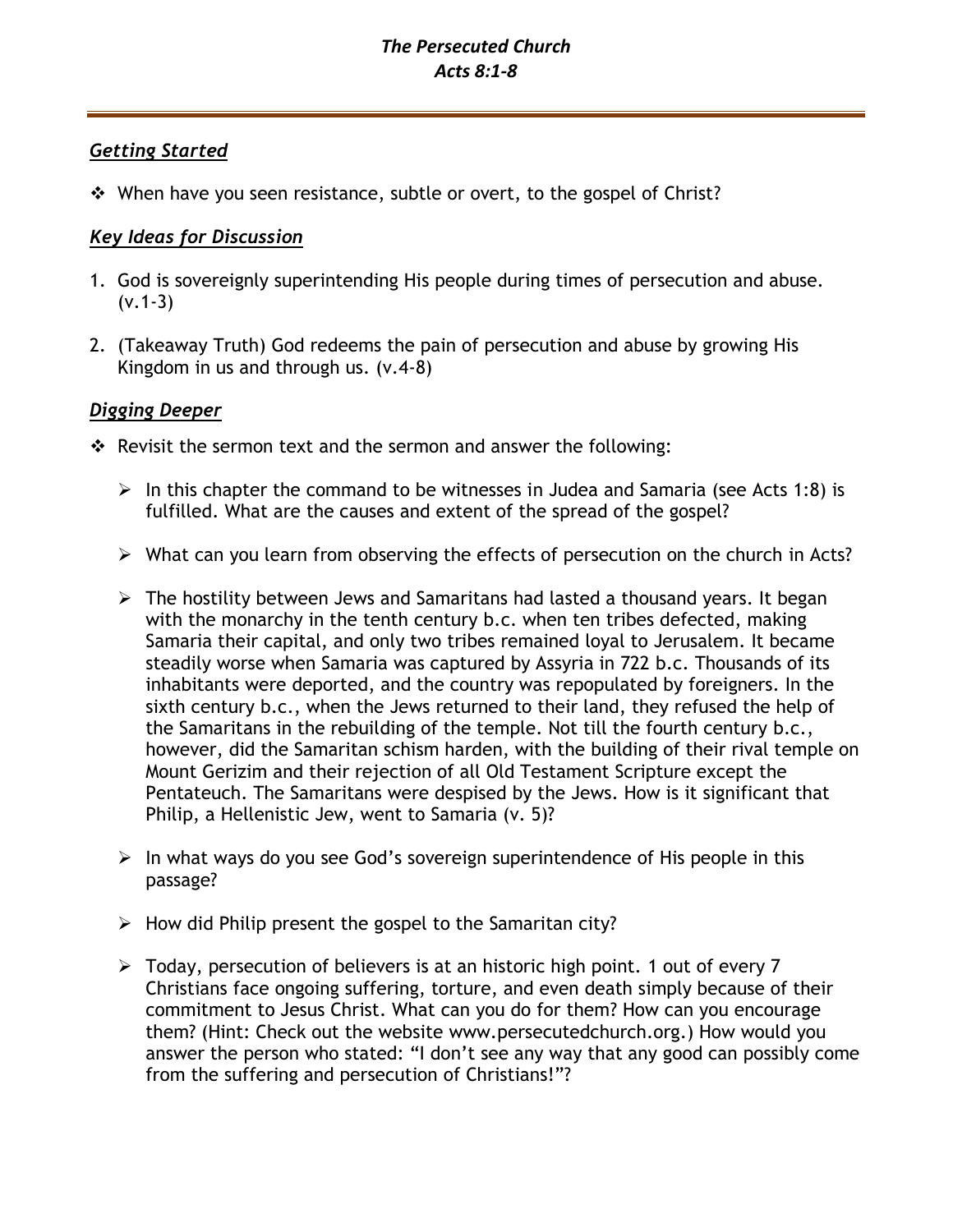# *The Persecuted Church*
## *Acts 8:1-8*

---

### ***Getting Started***

- When have you seen resistance, subtle or overt, to the gospel of Christ?

### ***Key Ideas for Discussion***

1. God is sovereignly superintending His people during times of persecution and abuse. (v.1-3)

2. (Takeaway Truth) God redeems the pain of persecution and abuse by growing His Kingdom in us and through us. (v.4-8)

### ***Digging Deeper***

- Revisit the sermon text and the sermon and answer the following:

  - In this chapter the command to be witnesses in Judea and Samaria (see Acts 1:8) is fulfilled. What are the causes and extent of the spread of the gospel?

  - What can you learn from observing the effects of persecution on the church in Acts?

  - The hostility between Jews and Samaritans had lasted a thousand years. It began with the monarchy in the tenth century b.c. when ten tribes defected, making Samaria their capital, and only two tribes remained loyal to Jerusalem. It became steadily worse when Samaria was captured by Assyria in 722 b.c. Thousands of its inhabitants were deported, and the country was repopulated by foreigners. In the sixth century b.c., when the Jews returned to their land, they refused the help of the Samaritans in the rebuilding of the temple. Not till the fourth century b.c., however, did the Samaritan schism harden, with the building of their rival temple on Mount Gerizim and their rejection of all Old Testament Scripture except the Pentateuch. The Samaritans were despised by the Jews. How is it significant that Philip, a Hellenistic Jew, went to Samaria (v. 5)?

  - In what ways do you see God's sovereign superintendence of His people in this passage?

  - How did Philip present the gospel to the Samaritan city?

  - Today, persecution of believers is at an historic high point. 1 out of every 7 Christians face ongoing suffering, torture, and even death simply because of their commitment to Jesus Christ. What can you do for them? How can you encourage them? (Hint: Check out the website www.persecutedchurch.org.) How would you answer the person who stated: "I don't see any way that any good can possibly come from the suffering and persecution of Christians!"?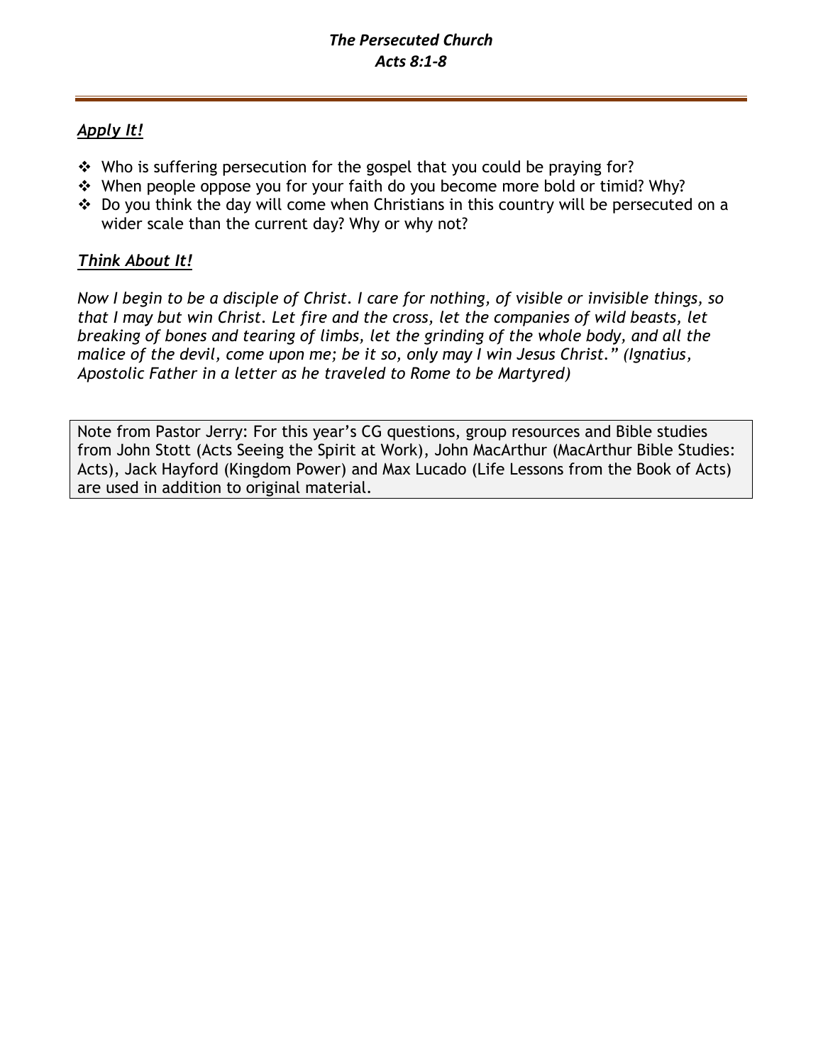## *The Persecuted Church*
## *Acts 8:1-8*

---

### ***Apply It!***

- Who is suffering persecution for the gospel that you could be praying for?
- When people oppose you for your faith do you become more bold or timid? Why?
- Do you think the day will come when Christians in this country will be persecuted on a wider scale than the current day? Why or why not?

### ***Think About It!***

*Now I begin to be a disciple of Christ. I care for nothing, of visible or invisible things, so that I may but win Christ. Let fire and the cross, let the companies of wild beasts, let breaking of bones and tearing of limbs, let the grinding of the whole body, and all the malice of the devil, come upon me; be it so, only may I win Jesus Christ." (Ignatius, Apostolic Father in a letter as he traveled to Rome to be Martyred)*

Note from Pastor Jerry: For this year's CG questions, group resources and Bible studies from John Stott (Acts Seeing the Spirit at Work), John MacArthur (MacArthur Bible Studies: Acts), Jack Hayford (Kingdom Power) and Max Lucado (Life Lessons from the Book of Acts) are used in addition to original material.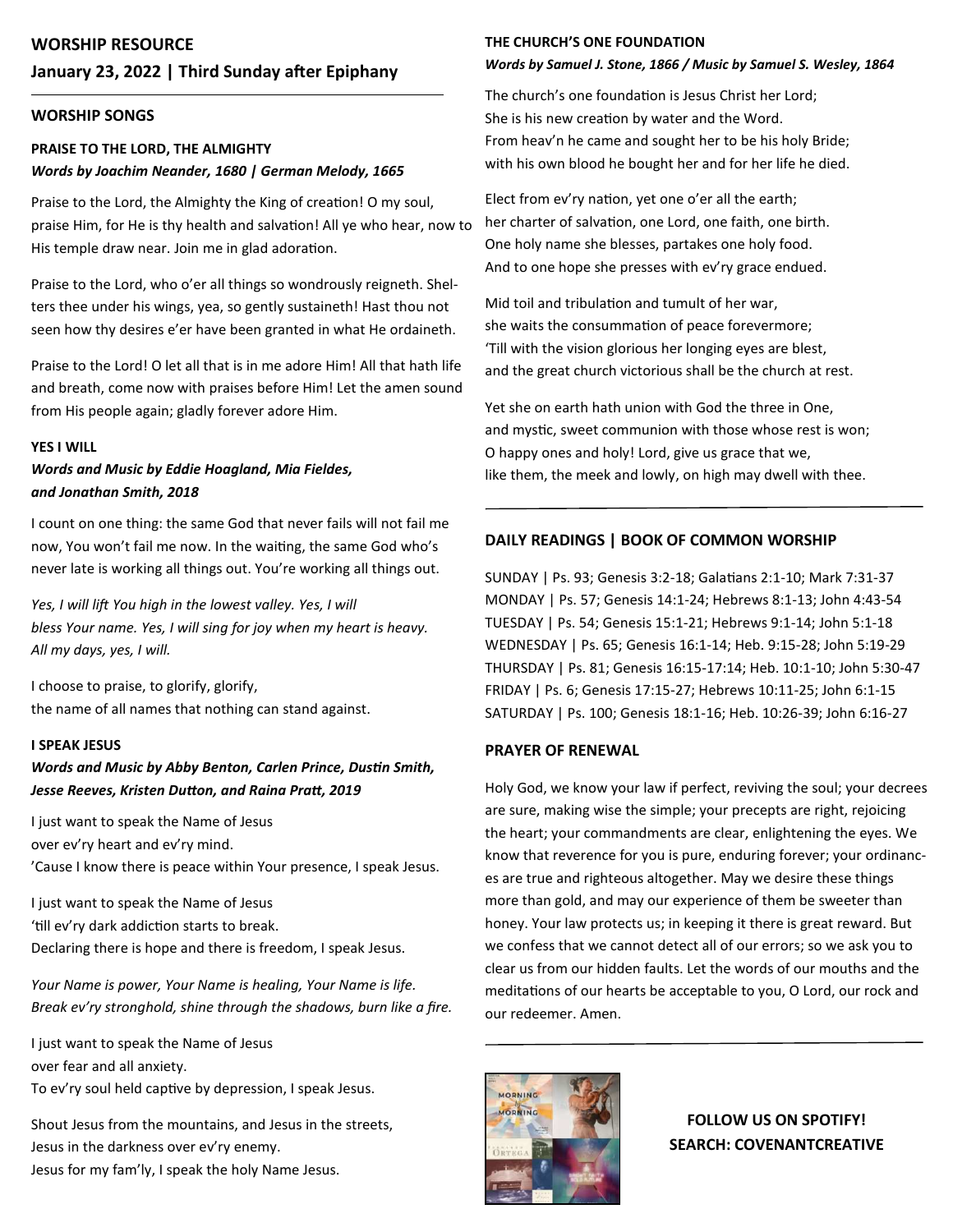## WORSHIP RESOURCE

## January 23, 2022 | Third Sunday after Epiphany

### WORSHIP SONGS

#### PRAISE TO THE LORD, THE ALMIGHTY

***Words by Joachim Neander, 1680 | German Melody, 1665***

Praise to the Lord, the Almighty the King of creation! O my soul, praise Him, for He is thy health and salvation! All ye who hear, now to His temple draw near. Join me in glad adoration.

Praise to the Lord, who o'er all things so wondrously reigneth. Shelters thee under his wings, yea, so gently sustaineth! Hast thou not seen how thy desires e'er have been granted in what He ordaineth.

Praise to the Lord! O let all that is in me adore Him! All that hath life and breath, come now with praises before Him! Let the amen sound from His people again; gladly forever adore Him.

#### YES I WILL

***Words and Music by Eddie Hoagland, Mia Fieldes, and Jonathan Smith, 2018***

I count on one thing: the same God that never fails will not fail me now, You won't fail me now. In the waiting, the same God who's never late is working all things out. You're working all things out.

*Yes, I will lift You high in the lowest valley. Yes, I will bless Your name. Yes, I will sing for joy when my heart is heavy. All my days, yes, I will.*

I choose to praise, to glorify, glorify,
the name of all names that nothing can stand against.

#### I SPEAK JESUS

***Words and Music by Abby Benton, Carlen Prince, Dustin Smith, Jesse Reeves, Kristen Dutton, and Raina Pratt, 2019***

I just want to speak the Name of Jesus
over ev'ry heart and ev'ry mind.
'Cause I know there is peace within Your presence, I speak Jesus.

I just want to speak the Name of Jesus
'till ev'ry dark addiction starts to break.
Declaring there is hope and there is freedom, I speak Jesus.

*Your Name is power, Your Name is healing, Your Name is life.*
*Break ev'ry stronghold, shine through the shadows, burn like a fire.*

I just want to speak the Name of Jesus
over fear and all anxiety.
To ev'ry soul held captive by depression, I speak Jesus.

Shout Jesus from the mountains, and Jesus in the streets,
Jesus in the darkness over ev'ry enemy.
Jesus for my fam'ly, I speak the holy Name Jesus.

#### THE CHURCH'S ONE FOUNDATION

***Words by Samuel J. Stone, 1866 / Music by Samuel S. Wesley, 1864***

The church's one foundation is Jesus Christ her Lord;
She is his new creation by water and the Word.
From heav'n he came and sought her to be his holy Bride;
with his own blood he bought her and for her life he died.

Elect from ev'ry nation, yet one o'er all the earth;
her charter of salvation, one Lord, one faith, one birth.
One holy name she blesses, partakes one holy food.
And to one hope she presses with ev'ry grace endued.

Mid toil and tribulation and tumult of her war,
she waits the consummation of peace forevermore;
'Till with the vision glorious her longing eyes are blest,
and the great church victorious shall be the church at rest.

Yet she on earth hath union with God the three in One,
and mystic, sweet communion with those whose rest is won;
O happy ones and holy! Lord, give us grace that we,
like them, the meek and lowly, on high may dwell with thee.

---

### DAILY READINGS | BOOK OF COMMON WORSHIP

SUNDAY | Ps. 93; Genesis 3:2-18; Galatians 2:1-10; Mark 7:31-37
MONDAY | Ps. 57; Genesis 14:1-24; Hebrews 8:1-13; John 4:43-54
TUESDAY | Ps. 54; Genesis 15:1-21; Hebrews 9:1-14; John 5:1-18
WEDNESDAY | Ps. 65; Genesis 16:1-14; Heb. 9:15-28; John 5:19-29
THURSDAY | Ps. 81; Genesis 16:15-17:14; Heb. 10:1-10; John 5:30-47
FRIDAY | Ps. 6; Genesis 17:15-27; Hebrews 10:11-25; John 6:1-15
SATURDAY | Ps. 100; Genesis 18:1-16; Heb. 10:26-39; John 6:16-27

### PRAYER OF RENEWAL

Holy God, we know your law if perfect, reviving the soul; your decrees are sure, making wise the simple; your precepts are right, rejoicing the heart; your commandments are clear, enlightening the eyes. We know that reverence for you is pure, enduring forever; your ordinances are true and righteous altogether. May we desire these things more than gold, and may our experience of them be sweeter than honey. Your law protects us; in keeping it there is great reward. But we confess that we cannot detect all of our errors; so we ask you to clear us from our hidden faults. Let the words of our mouths and the meditations of our hearts be acceptable to you, O Lord, our rock and our redeemer. Amen.

---

**FOLLOW US ON SPOTIFY!**
**SEARCH: COVENANTCREATIVE**